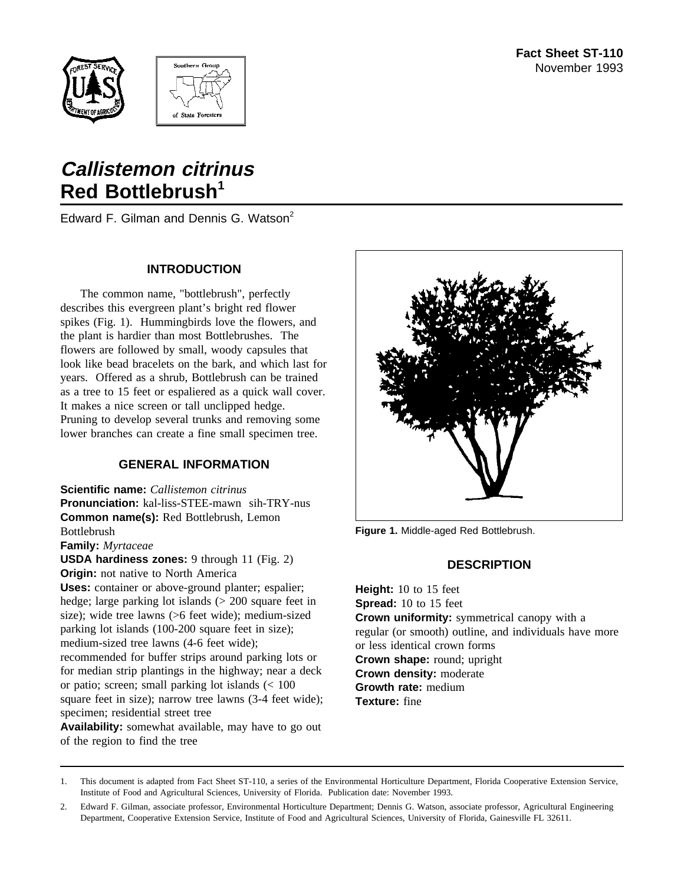Fact Sheet ST-110
November 1993

# *Callistemon citrinus*
# Red Bottlebrush[1]

Edward F. Gilman and Dennis G. Watson[2]

## INTRODUCTION

The common name, "bottlebrush", perfectly describes this evergreen plant's bright red flower spikes (Fig. 1). Hummingbirds love the flowers, and the plant is hardier than most Bottlebrushes. The flowers are followed by small, woody capsules that look like bead bracelets on the bark, and which last for years. Offered as a shrub, Bottlebrush can be trained as a tree to 15 feet or espaliered as a quick wall cover. It makes a nice screen or tall unclipped hedge. Pruning to develop several trunks and removing some lower branches can create a fine small specimen tree.

## GENERAL INFORMATION

**Scientific name:** *Callistemon citrinus*
**Pronunciation:** kal-liss-STEE-mawn sih-TRY-nus
**Common name(s):** Red Bottlebrush, Lemon Bottlebrush
**Family:** *Myrtaceae*
**USDA hardiness zones:** 9 through 11 (Fig. 2)
**Origin:** not native to North America
**Uses:** container or above-ground planter; espalier; hedge; large parking lot islands (> 200 square feet in size); wide tree lawns (>6 feet wide); medium-sized parking lot islands (100-200 square feet in size); medium-sized tree lawns (4-6 feet wide); recommended for buffer strips around parking lots or for median strip plantings in the highway; near a deck or patio; screen; small parking lot islands (< 100 square feet in size); narrow tree lawns (3-4 feet wide); specimen; residential street tree
**Availability:** somewhat available, may have to go out of the region to find the tree

**Figure 1.** Middle-aged Red Bottlebrush.

## DESCRIPTION

**Height:** 10 to 15 feet
**Spread:** 10 to 15 feet
**Crown uniformity:** symmetrical canopy with a regular (or smooth) outline, and individuals have more or less identical crown forms
**Crown shape:** round; upright
**Crown density:** moderate
**Growth rate:** medium
**Texture:** fine

---

1. This document is adapted from Fact Sheet ST-110, a series of the Environmental Horticulture Department, Florida Cooperative Extension Service, Institute of Food and Agricultural Sciences, University of Florida. Publication date: November 1993.
2. Edward F. Gilman, associate professor, Environmental Horticulture Department; Dennis G. Watson, associate professor, Agricultural Engineering Department, Cooperative Extension Service, Institute of Food and Agricultural Sciences, University of Florida, Gainesville FL 32611.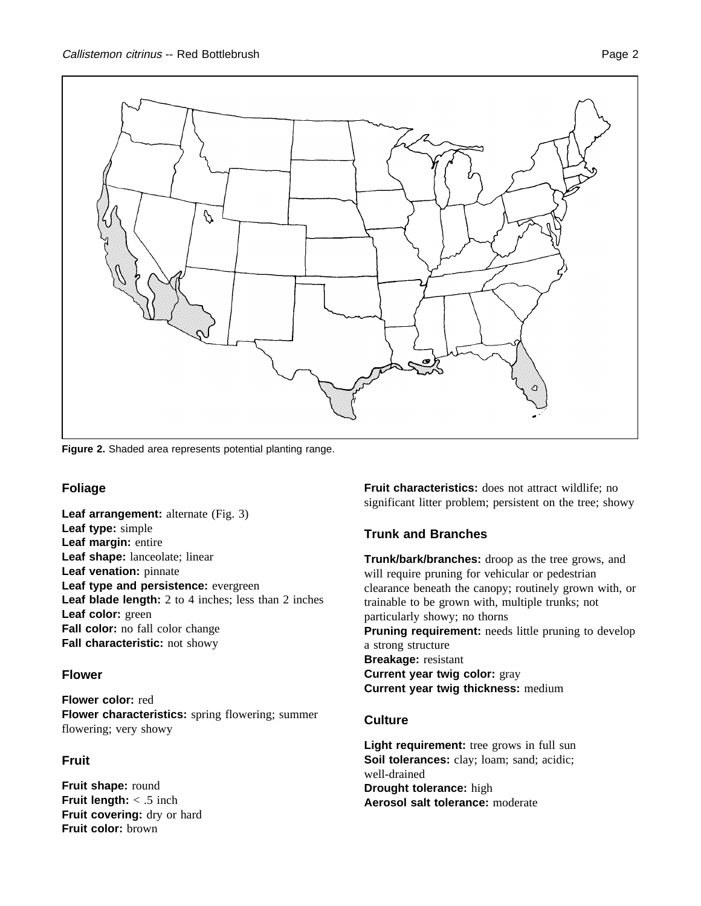Figure 2. Shaded area represents potential planting range.

## Foliage

**Leaf arrangement:** alternate (Fig. 3)
**Leaf type:** simple
**Leaf margin:** entire
**Leaf shape:** lanceolate; linear
**Leaf venation:** pinnate
**Leaf type and persistence:** evergreen
**Leaf blade length:** 2 to 4 inches; less than 2 inches
**Leaf color:** green
**Fall color:** no fall color change
**Fall characteristic:** not showy

## Flower

**Flower color:** red
**Flower characteristics:** spring flowering; summer flowering; very showy

## Fruit

**Fruit shape:** round
**Fruit length:** < .5 inch
**Fruit covering:** dry or hard
**Fruit color:** brown
**Fruit characteristics:** does not attract wildlife; no significant litter problem; persistent on the tree; showy

## Trunk and Branches

**Trunk/bark/branches:** droop as the tree grows, and will require pruning for vehicular or pedestrian clearance beneath the canopy; routinely grown with, or trainable to be grown with, multiple trunks; not particularly showy; no thorns
**Pruning requirement:** needs little pruning to develop a strong structure
**Breakage:** resistant
**Current year twig color:** gray
**Current year twig thickness:** medium

## Culture

**Light requirement:** tree grows in full sun
**Soil tolerances:** clay; loam; sand; acidic; well-drained
**Drought tolerance:** high
**Aerosol salt tolerance:** moderate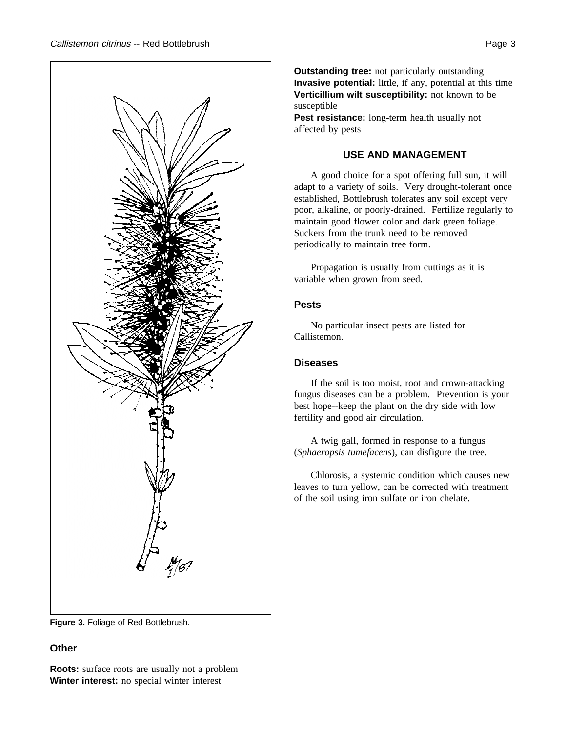Figure 3. Foliage of Red Bottlebrush.

## Other

**Roots:** surface roots are usually not a problem
**Winter interest:** no special winter interest
**Outstanding tree:** not particularly outstanding
**Invasive potential:** little, if any, potential at this time
**Verticillium wilt susceptibility:** not known to be susceptible
**Pest resistance:** long-term health usually not affected by pests

## USE AND MANAGEMENT

A good choice for a spot offering full sun, it will adapt to a variety of soils. Very drought-tolerant once established, Bottlebrush tolerates any soil except very poor, alkaline, or poorly-drained. Fertilize regularly to maintain good flower color and dark green foliage. Suckers from the trunk need to be removed periodically to maintain tree form.

Propagation is usually from cuttings as it is variable when grown from seed.

### Pests

No particular insect pests are listed for Callistemon.

### Diseases

If the soil is too moist, root and crown-attacking fungus diseases can be a problem. Prevention is your best hope--keep the plant on the dry side with low fertility and good air circulation.

A twig gall, formed in response to a fungus (*Sphaeropsis tumefacens*), can disfigure the tree.

Chlorosis, a systemic condition which causes new leaves to turn yellow, can be corrected with treatment of the soil using iron sulfate or iron chelate.